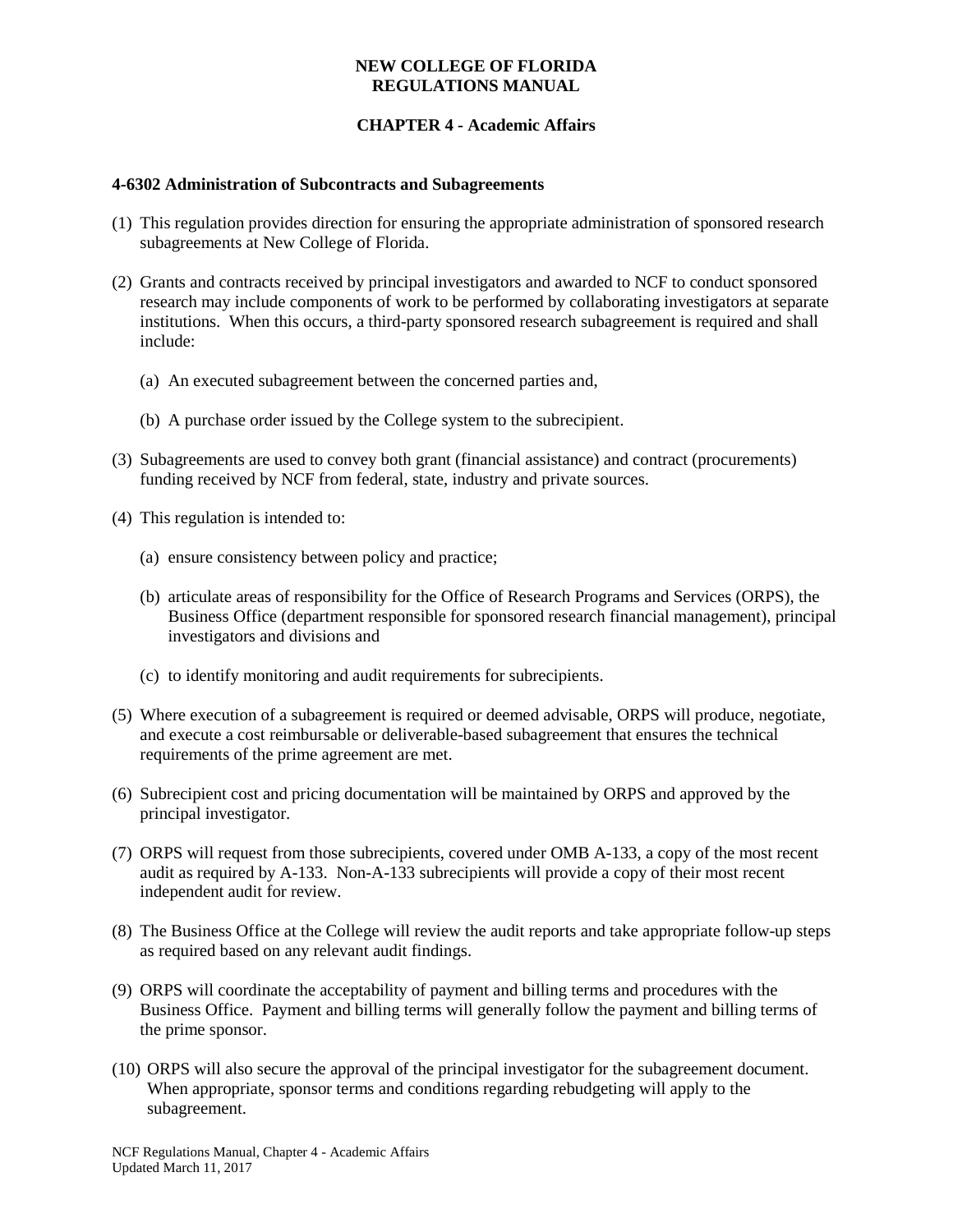# NEW COLLEGE OF FLORIDA REGULATIONS MANUAL

## CHAPTER 4 - Academic Affairs

### 4-6302 Administration of Subcontracts and Subagreements

(1) This regulation provides direction for ensuring the appropriate administration of sponsored research subagreements at New College of Florida.

(2) Grants and contracts received by principal investigators and awarded to NCF to conduct sponsored research may include components of work to be performed by collaborating investigators at separate institutions. When this occurs, a third-party sponsored research subagreement is required and shall include:

  (a) An executed subagreement between the concerned parties and,

  (b) A purchase order issued by the College system to the subrecipient.

(3) Subagreements are used to convey both grant (financial assistance) and contract (procurements) funding received by NCF from federal, state, industry and private sources.

(4) This regulation is intended to:

  (a) ensure consistency between policy and practice;

  (b) articulate areas of responsibility for the Office of Research Programs and Services (ORPS), the Business Office (department responsible for sponsored research financial management), principal investigators and divisions and

  (c) to identify monitoring and audit requirements for subrecipients.

(5) Where execution of a subagreement is required or deemed advisable, ORPS will produce, negotiate, and execute a cost reimbursable or deliverable-based subagreement that ensures the technical requirements of the prime agreement are met.

(6) Subrecipient cost and pricing documentation will be maintained by ORPS and approved by the principal investigator.

(7) ORPS will request from those subrecipients, covered under OMB A-133, a copy of the most recent audit as required by A-133. Non-A-133 subrecipients will provide a copy of their most recent independent audit for review.

(8) The Business Office at the College will review the audit reports and take appropriate follow-up steps as required based on any relevant audit findings.

(9) ORPS will coordinate the acceptability of payment and billing terms and procedures with the Business Office. Payment and billing terms will generally follow the payment and billing terms of the prime sponsor.

(10) ORPS will also secure the approval of the principal investigator for the subagreement document. When appropriate, sponsor terms and conditions regarding rebudgeting will apply to the subagreement.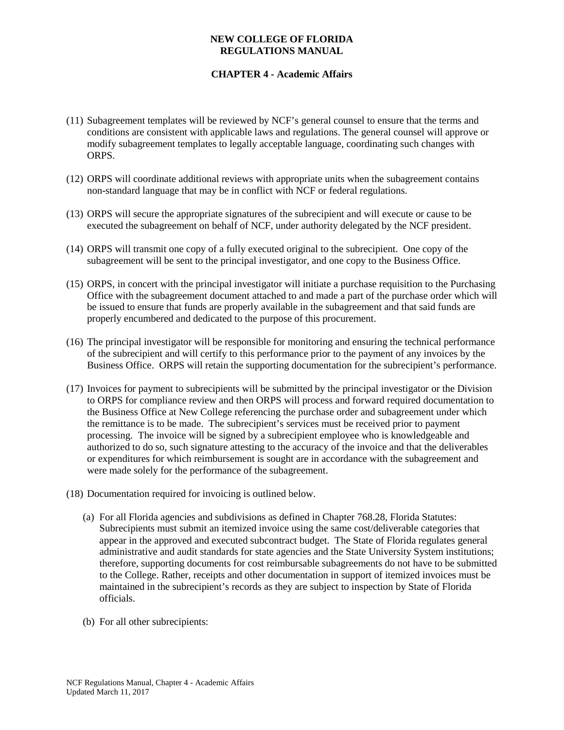(11) Subagreement templates will be reviewed by NCF's general counsel to ensure that the terms and conditions are consistent with applicable laws and regulations. The general counsel will approve or modify subagreement templates to legally acceptable language, coordinating such changes with ORPS.

(12) ORPS will coordinate additional reviews with appropriate units when the subagreement contains non-standard language that may be in conflict with NCF or federal regulations.

(13) ORPS will secure the appropriate signatures of the subrecipient and will execute or cause to be executed the subagreement on behalf of NCF, under authority delegated by the NCF president.

(14) ORPS will transmit one copy of a fully executed original to the subrecipient. One copy of the subagreement will be sent to the principal investigator, and one copy to the Business Office.

(15) ORPS, in concert with the principal investigator will initiate a purchase requisition to the Purchasing Office with the subagreement document attached to and made a part of the purchase order which will be issued to ensure that funds are properly available in the subagreement and that said funds are properly encumbered and dedicated to the purpose of this procurement.

(16) The principal investigator will be responsible for monitoring and ensuring the technical performance of the subrecipient and will certify to this performance prior to the payment of any invoices by the Business Office. ORPS will retain the supporting documentation for the subrecipient's performance.

(17) Invoices for payment to subrecipients will be submitted by the principal investigator or the Division to ORPS for compliance review and then ORPS will process and forward required documentation to the Business Office at New College referencing the purchase order and subagreement under which the remittance is to be made. The subrecipient's services must be received prior to payment processing. The invoice will be signed by a subrecipient employee who is knowledgeable and authorized to do so, such signature attesting to the accuracy of the invoice and that the deliverables or expenditures for which reimbursement is sought are in accordance with the subagreement and were made solely for the performance of the subagreement.

(18) Documentation required for invoicing is outlined below.

   (a) For all Florida agencies and subdivisions as defined in Chapter 768.28, Florida Statutes: Subrecipients must submit an itemized invoice using the same cost/deliverable categories that appear in the approved and executed subcontract budget. The State of Florida regulates general administrative and audit standards for state agencies and the State University System institutions; therefore, supporting documents for cost reimbursable subagreements do not have to be submitted to the College. Rather, receipts and other documentation in support of itemized invoices must be maintained in the subrecipient's records as they are subject to inspection by State of Florida officials.

   (b) For all other subrecipients: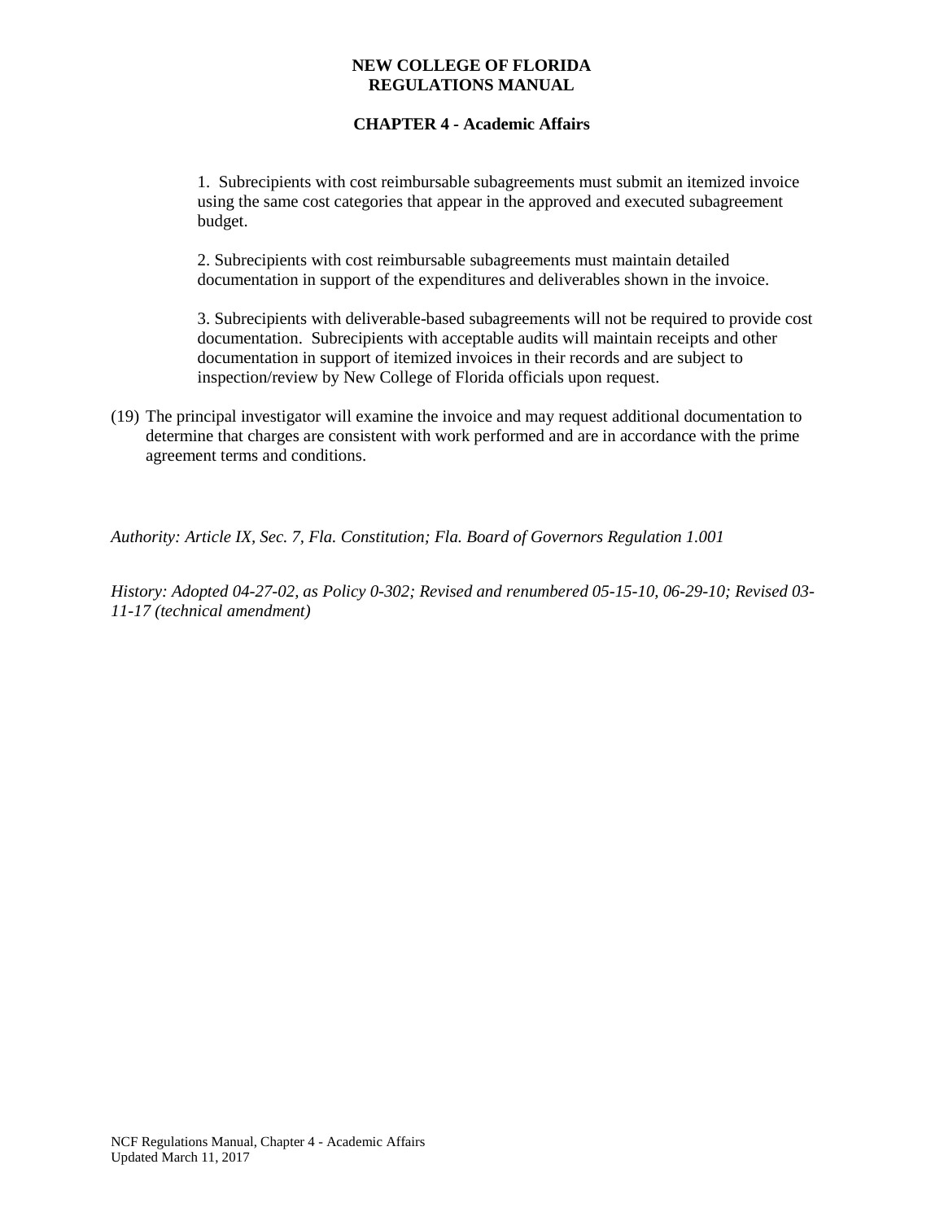1. Subrecipients with cost reimbursable subagreements must submit an itemized invoice using the same cost categories that appear in the approved and executed subagreement budget.

2. Subrecipients with cost reimbursable subagreements must maintain detailed documentation in support of the expenditures and deliverables shown in the invoice.

3. Subrecipients with deliverable-based subagreements will not be required to provide cost documentation. Subrecipients with acceptable audits will maintain receipts and other documentation in support of itemized invoices in their records and are subject to inspection/review by New College of Florida officials upon request.

(19) The principal investigator will examine the invoice and may request additional documentation to determine that charges are consistent with work performed and are in accordance with the prime agreement terms and conditions.

*Authority: Article IX, Sec. 7, Fla. Constitution; Fla. Board of Governors Regulation 1.001*

*History: Adopted 04-27-02, as Policy 0-302; Revised and renumbered 05-15-10, 06-29-10; Revised 03-11-17 (technical amendment)*